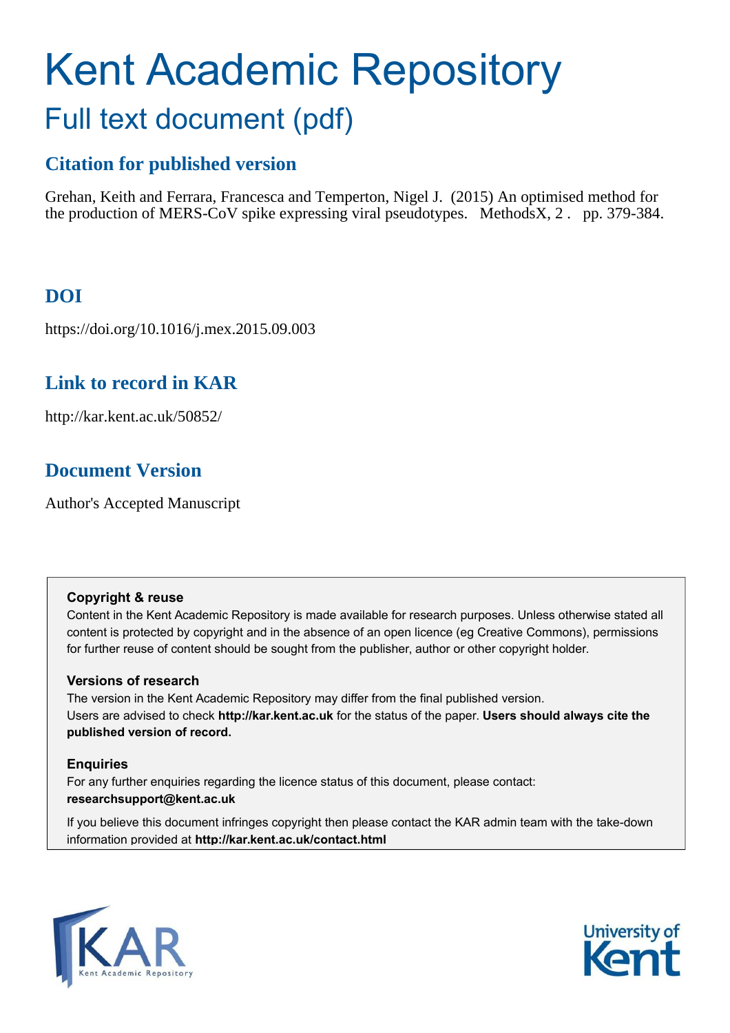# Kent Academic Repository

## Full text document (pdf)

### Citation for published version

Grehan, Keith and Ferrara, Francesca and Temperton, Nigel J. (2015) An optimised method for the production of MERS-CoV spike expressing viral pseudotypes. MethodsX, 2 . pp. 379-384.

### DOI

https://doi.org/10.1016/j.mex.2015.09.003

### Link to record in KAR

http://kar.kent.ac.uk/50852/

### Document Version

Author's Accepted Manuscript

**Copyright & reuse**

Content in the Kent Academic Repository is made available for research purposes. Unless otherwise stated all content is protected by copyright and in the absence of an open licence (eg Creative Commons), permissions for further reuse of content should be sought from the publisher, author or other copyright holder.

**Versions of research**

The version in the Kent Academic Repository may differ from the final published version. Users are advised to check **http://kar.kent.ac.uk** for the status of the paper. **Users should always cite the published version of record.**

**Enquiries**

For any further enquiries regarding the licence status of this document, please contact: **researchsupport@kent.ac.uk**

If you believe this document infringes copyright then please contact the KAR admin team with the take-down information provided at **http://kar.kent.ac.uk/contact.html**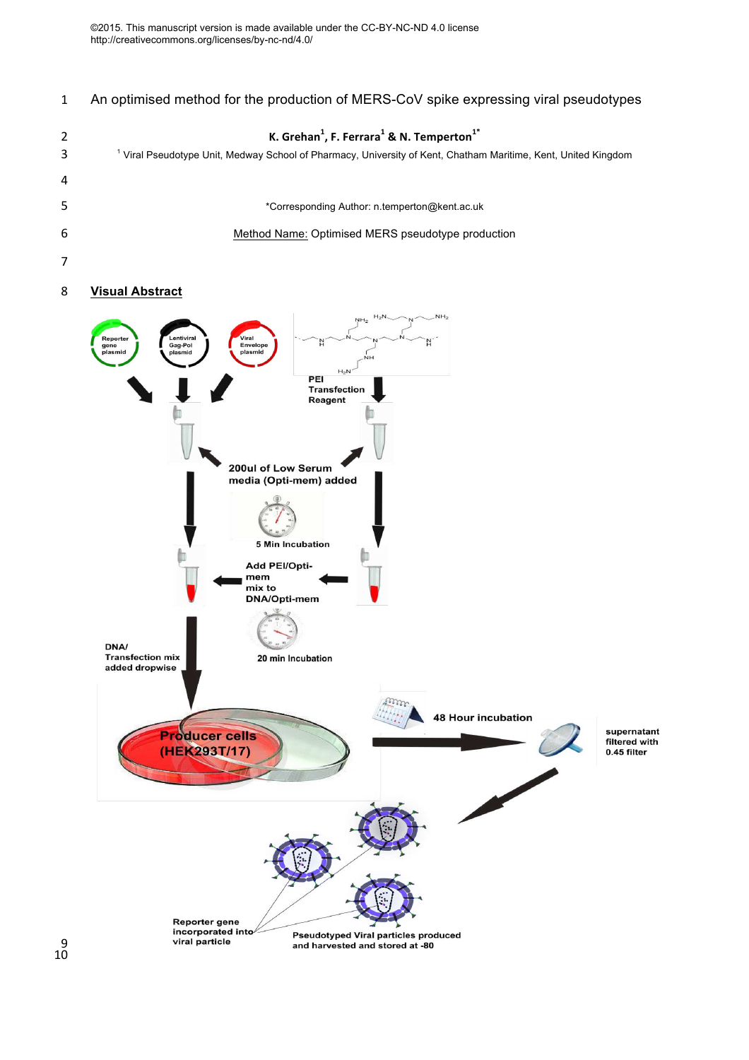©2015. This manuscript version is made available under the CC-BY-NC-ND 4.0 license
http://creativecommons.org/licenses/by-nc-nd/4.0/

# An optimised method for the production of MERS-CoV spike expressing viral pseudotypes

**K. Grehan[1], F. Ferrara[1] & N. Temperton[1*]**

[1] Viral Pseudotype Unit, Medway School of Pharmacy, University of Kent, Chatham Maritime, Kent, United Kingdom

*Corresponding Author: n.temperton@kent.ac.uk

Method Name: Optimised MERS pseudotype production

## Visual Abstract

Reporter gene plasmid

Lentiviral Gag-Pol plasmid

Viral Envelope plasmid

PEI Transfection Reagent

200ul of Low Serum media (Opti-mem) added

5 Min Incubation

Add PEI/Opti-mem mix to DNA/Opti-mem

20 min Incubation

DNA/ Transfection mix added dropwise

Producer cells (HEK293T/17)

48 Hour incubation

supernatant filtered with 0.45 filter

Reporter gene incorporated into viral particle

Pseudotyped Viral particles produced and harvested and stored at -80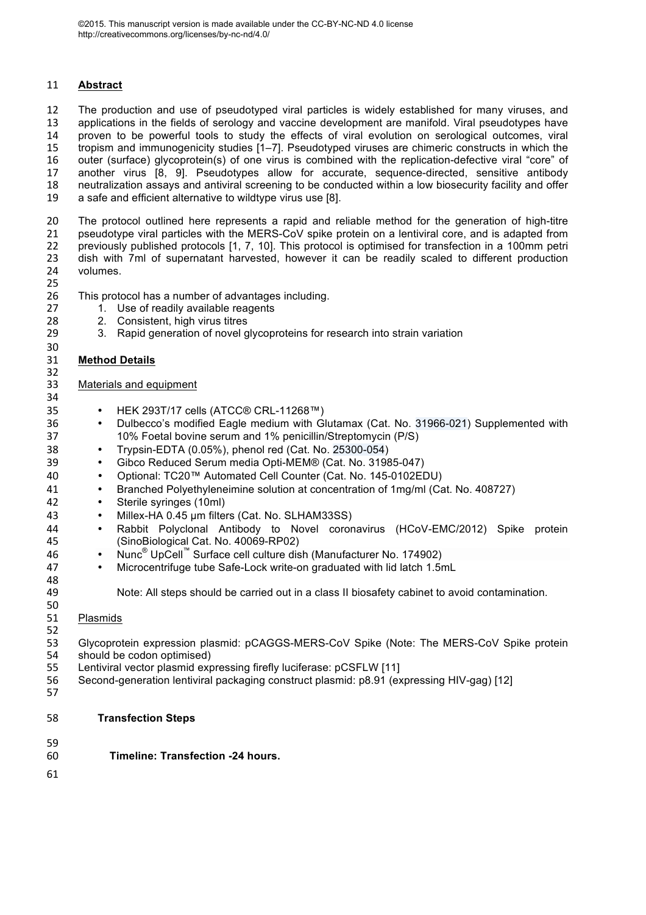©2015. This manuscript version is made available under the CC-BY-NC-ND 4.0 license http://creativecommons.org/licenses/by-nc-nd/4.0/

## Abstract

The production and use of pseudotyped viral particles is widely established for many viruses, and applications in the fields of serology and vaccine development are manifold. Viral pseudotypes have proven to be powerful tools to study the effects of viral evolution on serological outcomes, viral tropism and immunogenicity studies [1–7]. Pseudotyped viruses are chimeric constructs in which the outer (surface) glycoprotein(s) of one virus is combined with the replication-defective viral "core" of another virus [8, 9]. Pseudotypes allow for accurate, sequence-directed, sensitive antibody neutralization assays and antiviral screening to be conducted within a low biosecurity facility and offer a safe and efficient alternative to wildtype virus use [8].

The protocol outlined here represents a rapid and reliable method for the generation of high-titre pseudotype viral particles with the MERS-CoV spike protein on a lentiviral core, and is adapted from previously published protocols [1, 7, 10]. This protocol is optimised for transfection in a 100mm petri dish with 7ml of supernatant harvested, however it can be readily scaled to different production volumes.

This protocol has a number of advantages including.

1. Use of readily available reagents
2. Consistent, high virus titres
3. Rapid generation of novel glycoproteins for research into strain variation

## Method Details

### Materials and equipment

- HEK 293T/17 cells (ATCC® CRL-11268™)
- Dulbecco's modified Eagle medium with Glutamax (Cat. No. 31966-021) Supplemented with 10% Foetal bovine serum and 1% penicillin/Streptomycin (P/S)
- Trypsin-EDTA (0.05%), phenol red (Cat. No. 25300-054)
- Gibco Reduced Serum media Opti-MEM® (Cat. No. 31985-047)
- Optional: TC20™ Automated Cell Counter (Cat. No. 145-0102EDU)
- Branched Polyethyleneimine solution at concentration of 1mg/ml (Cat. No. 408727)
- Sterile syringes (10ml)
- Millex-HA 0.45 µm filters (Cat. No. SLHAM33SS)
- Rabbit Polyclonal Antibody to Novel coronavirus (HCoV-EMC/2012) Spike protein (SinoBiological Cat. No. 40069-RP02)
- Nunc® UpCell™ Surface cell culture dish (Manufacturer No. 174902)
- Microcentrifuge tube Safe-Lock write-on graduated with lid latch 1.5mL

Note: All steps should be carried out in a class II biosafety cabinet to avoid contamination.

### Plasmids

Glycoprotein expression plasmid: pCAGGS-MERS-CoV Spike (Note: The MERS-CoV Spike protein should be codon optimised)
Lentiviral vector plasmid expressing firefly luciferase: pCSFLW [11]
Second-generation lentiviral packaging construct plasmid: p8.91 (expressing HIV-gag) [12]

### Transfection Steps

**Timeline: Transfection -24 hours.**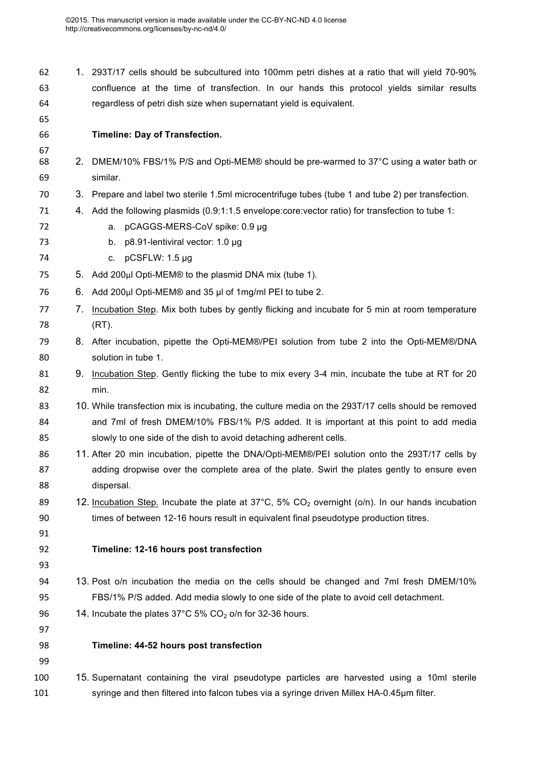1. 293T/17 cells should be subcultured into 100mm petri dishes at a ratio that will yield 70-90% confluence at the time of transfection. In our hands this protocol yields similar results regardless of petri dish size when supernatant yield is equivalent.

**Timeline: Day of Transfection.**

2. DMEM/10% FBS/1% P/S and Opti-MEM® should be pre-warmed to 37°C using a water bath or similar.
3. Prepare and label two sterile 1.5ml microcentrifuge tubes (tube 1 and tube 2) per transfection.
4. Add the following plasmids (0.9:1:1.5 envelope:core:vector ratio) for transfection to tube 1:
    a. pCAGGS-MERS-CoV spike: 0.9 µg
    b. p8.91-lentiviral vector: 1.0 µg
    c. pCSFLW: 1.5 µg
5. Add 200µl Opti-MEM® to the plasmid DNA mix (tube 1).
6. Add 200µl Opti-MEM® and 35 µl of 1mg/ml PEI to tube 2.
7. Incubation Step. Mix both tubes by gently flicking and incubate for 5 min at room temperature (RT).
8. After incubation, pipette the Opti-MEM®/PEI solution from tube 2 into the Opti-MEM®/DNA solution in tube 1.
9. Incubation Step. Gently flicking the tube to mix every 3-4 min, incubate the tube at RT for 20 min.
10. While transfection mix is incubating, the culture media on the 293T/17 cells should be removed and 7ml of fresh DMEM/10% FBS/1% P/S added. It is important at this point to add media slowly to one side of the dish to avoid detaching adherent cells.
11. After 20 min incubation, pipette the DNA/Opti-MEM®/PEI solution onto the 293T/17 cells by adding dropwise over the complete area of the plate. Swirl the plates gently to ensure even dispersal.
12. Incubation Step. Incubate the plate at 37°C, 5% $CO_2$ overnight (o/n). In our hands incubation times of between 12-16 hours result in equivalent final pseudotype production titres.

**Timeline: 12-16 hours post transfection**

13. Post o/n incubation the media on the cells should be changed and 7ml fresh DMEM/10% FBS/1% P/S added. Add media slowly to one side of the plate to avoid cell detachment.
14. Incubate the plates 37°C 5% $CO_2$ o/n for 32-36 hours.

**Timeline: 44-52 hours post transfection**

15. Supernatant containing the viral pseudotype particles are harvested using a 10ml sterile syringe and then filtered into falcon tubes via a syringe driven Millex HA-0.45µm filter.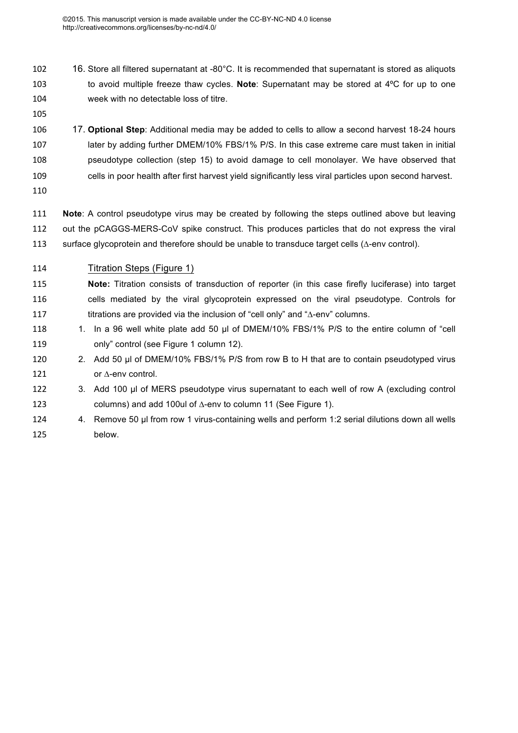16. Store all filtered supernatant at -80°C. It is recommended that supernatant is stored as aliquots to avoid multiple freeze thaw cycles. **Note**: Supernatant may be stored at 4ºC for up to one week with no detectable loss of titre.

17. **Optional Step**: Additional media may be added to cells to allow a second harvest 18-24 hours later by adding further DMEM/10% FBS/1% P/S. In this case extreme care must taken in initial pseudotype collection (step 15) to avoid damage to cell monolayer. We have observed that cells in poor health after first harvest yield significantly less viral particles upon second harvest.

**Note**: A control pseudotype virus may be created by following the steps outlined above but leaving out the pCAGGS-MERS-CoV spike construct. This produces particles that do not express the viral surface glycoprotein and therefore should be unable to transduce target cells (∆-env control).

### Titration Steps (Figure 1)

**Note:** Titration consists of transduction of reporter (in this case firefly luciferase) into target cells mediated by the viral glycoprotein expressed on the viral pseudotype. Controls for titrations are provided via the inclusion of "cell only" and "∆-env" columns.

1. In a 96 well white plate add 50 µl of DMEM/10% FBS/1% P/S to the entire column of "cell only" control (see Figure 1 column 12).
2. Add 50 µl of DMEM/10% FBS/1% P/S from row B to H that are to contain pseudotyped virus or ∆-env control.
3. Add 100 µl of MERS pseudotype virus supernatant to each well of row A (excluding control columns) and add 100ul of ∆-env to column 11 (See Figure 1).
4. Remove 50 µl from row 1 virus-containing wells and perform 1:2 serial dilutions down all wells below.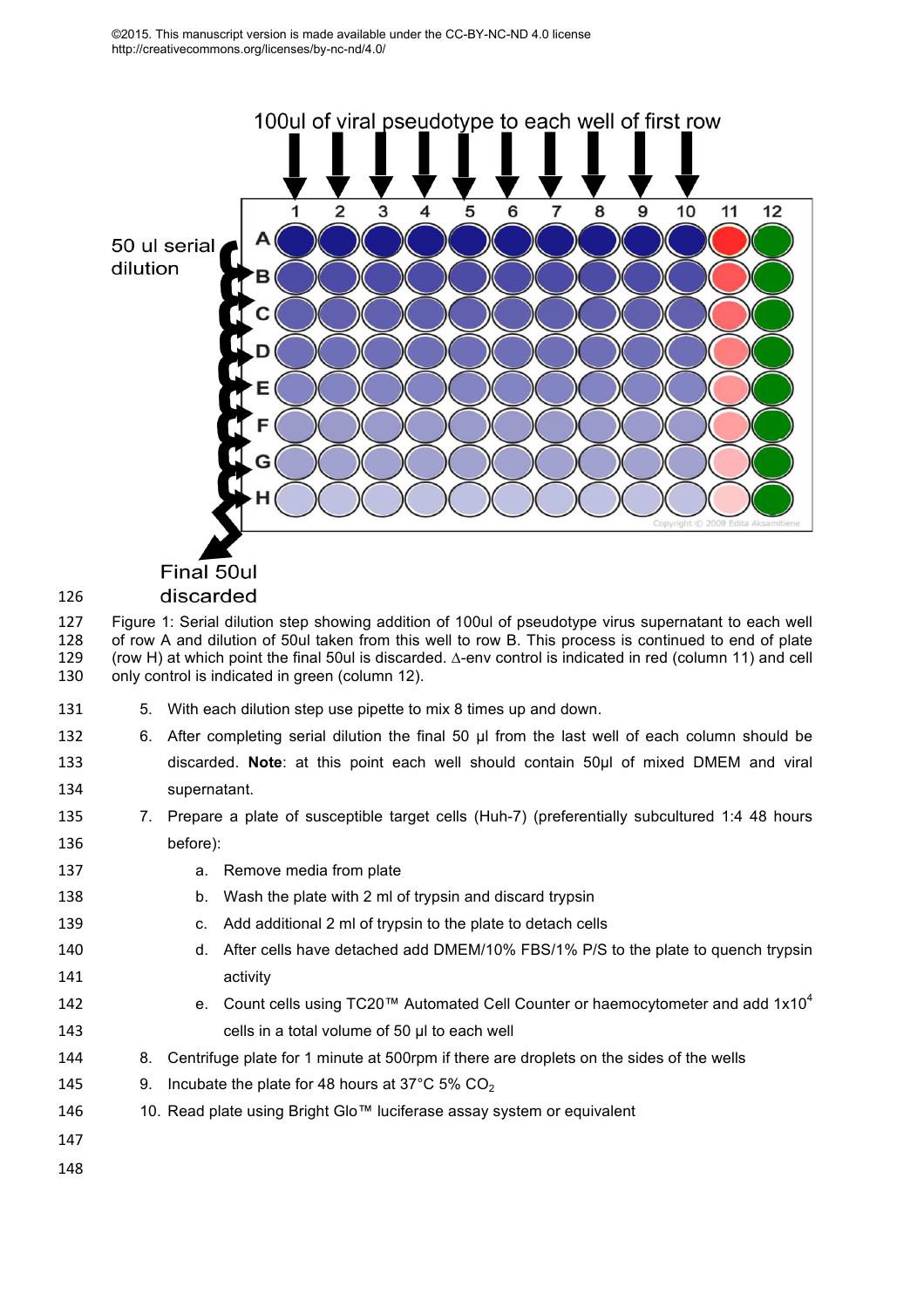©2015. This manuscript version is made available under the CC-BY-NC-ND 4.0 license http://creativecommons.org/licenses/by-nc-nd/4.0/

Figure 1: Serial dilution step showing addition of 100ul of pseudotype virus supernatant to each well of row A and dilution of 50ul taken from this well to row B. This process is continued to end of plate (row H) at which point the final 50ul is discarded. Δ-env control is indicated in red (column 11) and cell only control is indicated in green (column 12).

5. With each dilution step use pipette to mix 8 times up and down.
6. After completing serial dilution the final 50 µl from the last well of each column should be discarded. **Note**: at this point each well should contain 50µl of mixed DMEM and viral supernatant.
7. Prepare a plate of susceptible target cells (Huh-7) (preferentially subcultured 1:4 48 hours before):
   a. Remove media from plate
   b. Wash the plate with 2 ml of trypsin and discard trypsin
   c. Add additional 2 ml of trypsin to the plate to detach cells
   d. After cells have detached add DMEM/10% FBS/1% P/S to the plate to quench trypsin activity
   e. Count cells using TC20™ Automated Cell Counter or haemocytometer and add $1x10^4$ cells in a total volume of 50 µl to each well
8. Centrifuge plate for 1 minute at 500rpm if there are droplets on the sides of the wells
9. Incubate the plate for 48 hours at 37°C 5% $CO_2$
10. Read plate using Bright Glo™ luciferase assay system or equivalent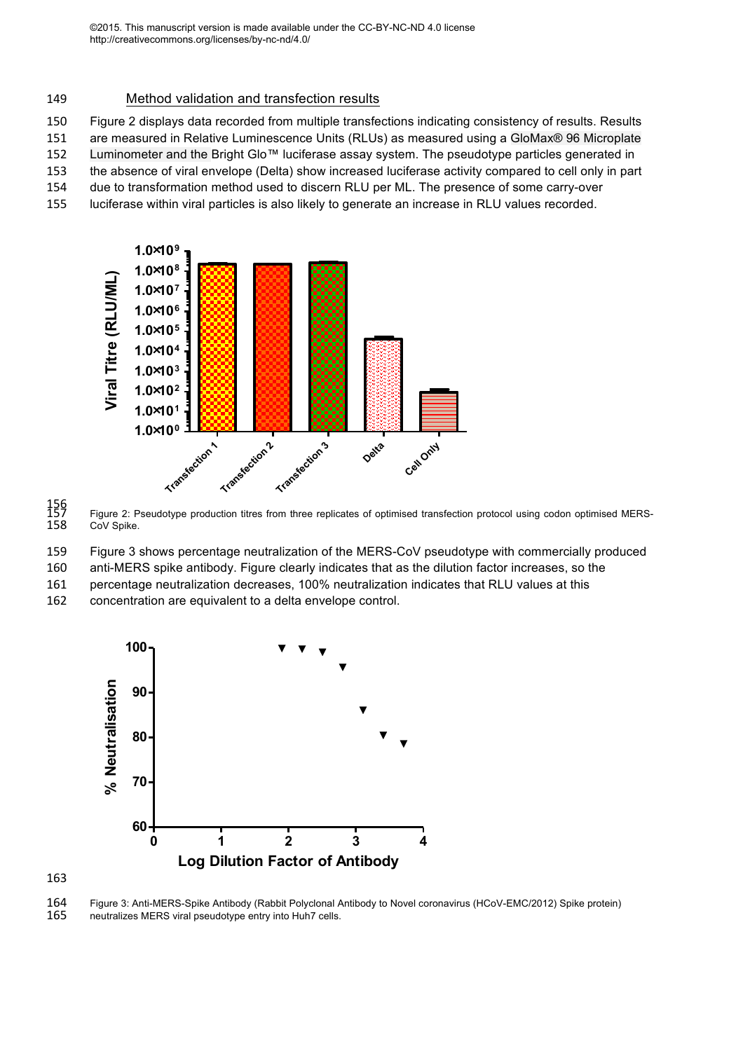## Method validation and transfection results

Figure 2 displays data recorded from multiple transfections indicating consistency of results. Results are measured in Relative Luminescence Units (RLUs) as measured using a GloMax® 96 Microplate Luminometer and the Bright Glo™ luciferase assay system. The pseudotype particles generated in the absence of viral envelope (Delta) show increased luciferase activity compared to cell only in part due to transformation method used to discern RLU per ML. The presence of some carry-over luciferase within viral particles is also likely to generate an increase in RLU values recorded.

Figure 2: Pseudotype production titres from three replicates of optimised transfection protocol using codon optimised MERS-CoV Spike.

Figure 3 shows percentage neutralization of the MERS-CoV pseudotype with commercially produced anti-MERS spike antibody. Figure clearly indicates that as the dilution factor increases, so the percentage neutralization decreases, 100% neutralization indicates that RLU values at this concentration are equivalent to a delta envelope control.

Figure 3: Anti-MERS-Spike Antibody (Rabbit Polyclonal Antibody to Novel coronavirus (HCoV-EMC/2012) Spike protein) neutralizes MERS viral pseudotype entry into Huh7 cells.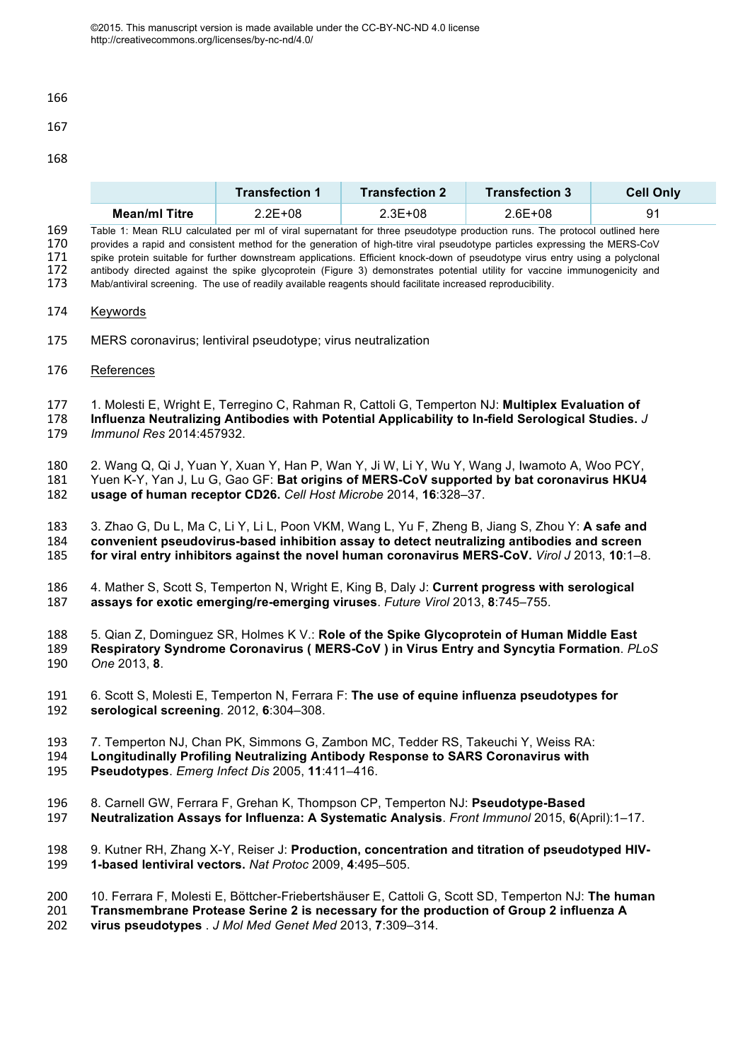| | Transfection 1 | Transfection 2 | Transfection 3 | Cell Only |
|---|---|---|---|---|
| **Mean/ml Titre** | 2.2E+08 | 2.3E+08 | 2.6E+08 | 91 |

Table 1: Mean RLU calculated per ml of viral supernatant for three pseudotype production runs. The protocol outlined here provides a rapid and consistent method for the generation of high-titre viral pseudotype particles expressing the MERS-CoV spike protein suitable for further downstream applications. Efficient knock-down of pseudotype virus entry using a polyclonal antibody directed against the spike glycoprotein (Figure 3) demonstrates potential utility for vaccine immunogenicity and Mab/antiviral screening. The use of readily available reagents should facilitate increased reproducibility.

## Keywords

MERS coronavirus; lentiviral pseudotype; virus neutralization

## References

1. Molesti E, Wright E, Terregino C, Rahman R, Cattoli G, Temperton NJ: **Multiplex Evaluation of Influenza Neutralizing Antibodies with Potential Applicability to In-field Serological Studies.** *J Immunol Res* 2014:457932.

2. Wang Q, Qi J, Yuan Y, Xuan Y, Han P, Wan Y, Ji W, Li Y, Wu Y, Wang J, Iwamoto A, Woo PCY, Yuen K-Y, Yan J, Lu G, Gao GF: **Bat origins of MERS-CoV supported by bat coronavirus HKU4 usage of human receptor CD26.** *Cell Host Microbe* 2014, **16**:328–37.

3. Zhao G, Du L, Ma C, Li Y, Li L, Poon VKM, Wang L, Yu F, Zheng B, Jiang S, Zhou Y: **A safe and convenient pseudovirus-based inhibition assay to detect neutralizing antibodies and screen for viral entry inhibitors against the novel human coronavirus MERS-CoV.** *Virol J* 2013, **10**:1–8.

4. Mather S, Scott S, Temperton N, Wright E, King B, Daly J: **Current progress with serological assays for exotic emerging/re-emerging viruses**. *Future Virol* 2013, **8**:745–755.

5. Qian Z, Dominguez SR, Holmes K V.: **Role of the Spike Glycoprotein of Human Middle East Respiratory Syndrome Coronavirus ( MERS-CoV ) in Virus Entry and Syncytia Formation**. *PLoS One* 2013, **8**.

6. Scott S, Molesti E, Temperton N, Ferrara F: **The use of equine influenza pseudotypes for serological screening**. 2012, **6**:304–308.

7. Temperton NJ, Chan PK, Simmons G, Zambon MC, Tedder RS, Takeuchi Y, Weiss RA: **Longitudinally Profiling Neutralizing Antibody Response to SARS Coronavirus with Pseudotypes**. *Emerg Infect Dis* 2005, **11**:411–416.

8. Carnell GW, Ferrara F, Grehan K, Thompson CP, Temperton NJ: **Pseudotype-Based Neutralization Assays for Influenza: A Systematic Analysis**. *Front Immunol* 2015, **6**(April):1–17.

9. Kutner RH, Zhang X-Y, Reiser J: **Production, concentration and titration of pseudotyped HIV-1-based lentiviral vectors.** *Nat Protoc* 2009, **4**:495–505.

10. Ferrara F, Molesti E, Böttcher-Friebertshäuser E, Cattoli G, Scott SD, Temperton NJ: **The human Transmembrane Protease Serine 2 is necessary for the production of Group 2 influenza A virus pseudotypes** . *J Mol Med Genet Med* 2013, **7**:309–314.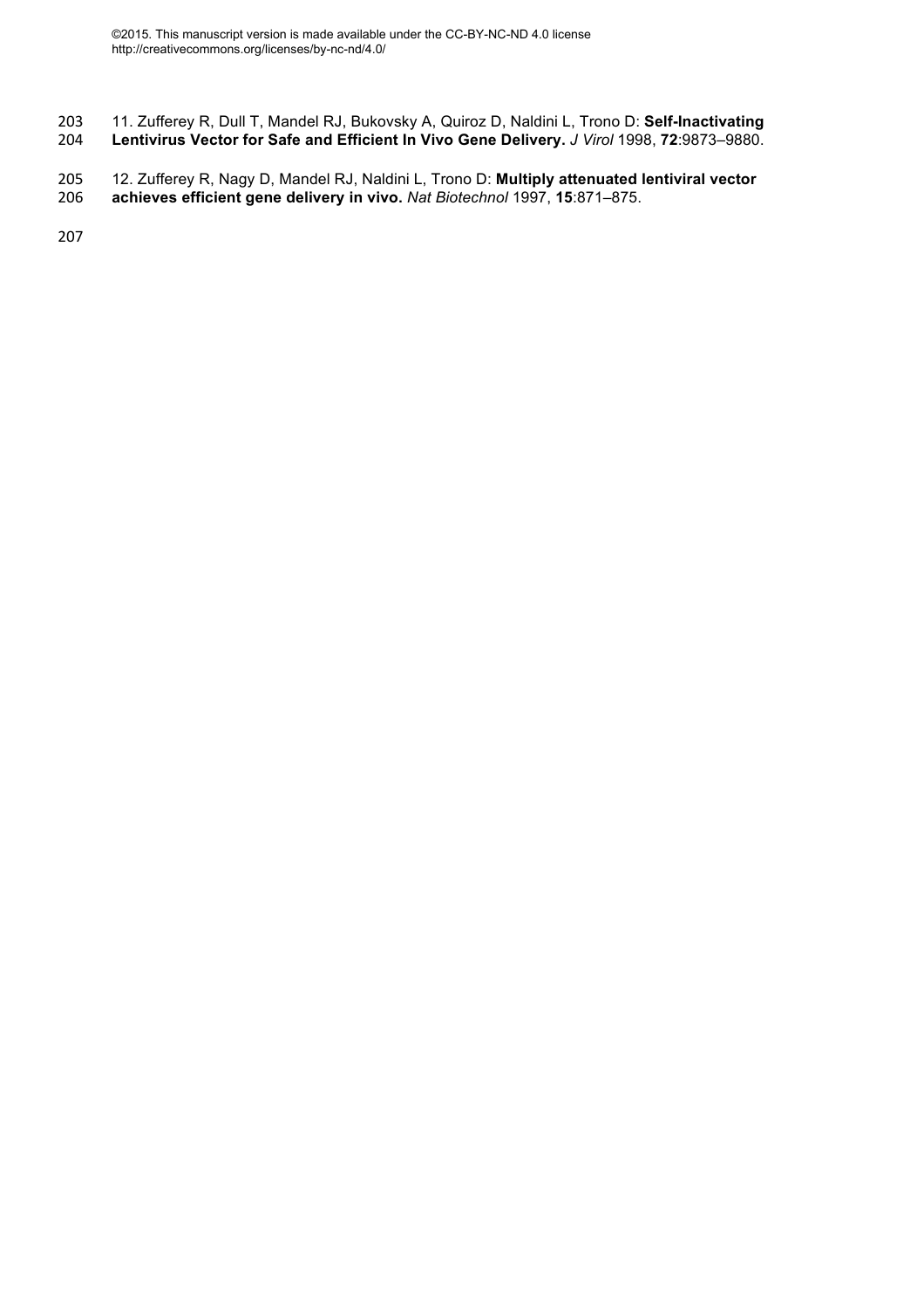11. Zufferey R, Dull T, Mandel RJ, Bukovsky A, Quiroz D, Naldini L, Trono D: **Self-Inactivating Lentivirus Vector for Safe and Efficient In Vivo Gene Delivery.** *J Virol* 1998, **72**:9873–9880.

12. Zufferey R, Nagy D, Mandel RJ, Naldini L, Trono D: **Multiply attenuated lentiviral vector achieves efficient gene delivery in vivo.** *Nat Biotechnol* 1997, **15**:871–875.